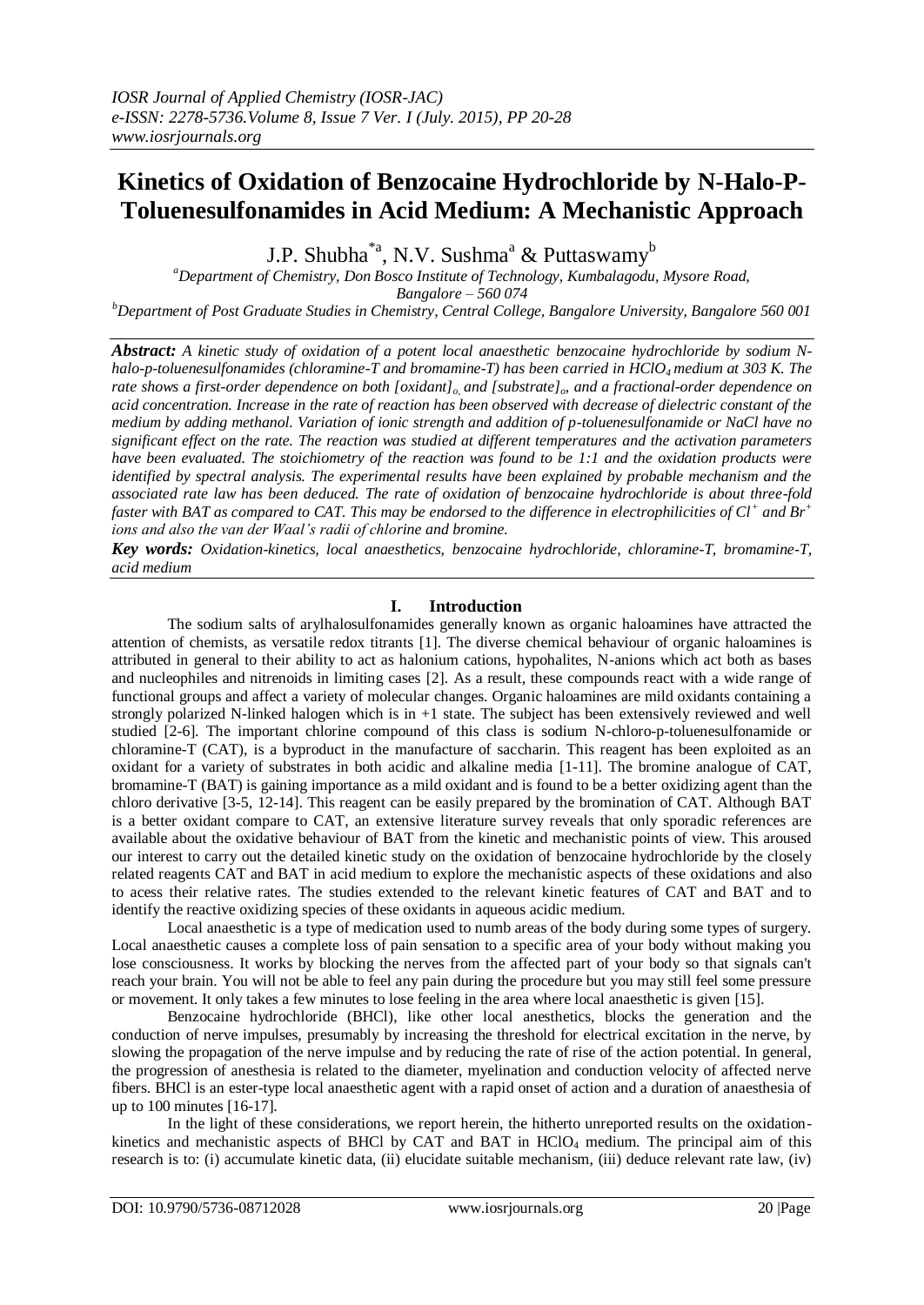# Kinetics of Oxidation of Benzocaine Hydrochloride by N-Halo-P-Toluenesulfonamides in Acid Medium: A Mechanistic Approach

J.P. Shubha[*a], N.V. Sushma[a] & Puttaswamy[b]

[a]Department of Chemistry, Don Bosco Institute of Technology, Kumbalagodu, Mysore Road, Bangalore – 560 074

[b]Department of Post Graduate Studies in Chemistry, Central College, Bangalore University, Bangalore 560 001

***Abstract:*** *A kinetic study of oxidation of a potent local anaesthetic benzocaine hydrochloride by sodium N-halo-p-toluenesulfonamides (chloramine-T and bromamine-T) has been carried in $HClO_4$ medium at 303 K. The rate shows a first-order dependence on both $[oxidant]_o$ and $[substrate]_o$, and a fractional-order dependence on acid concentration. Increase in the rate of reaction has been observed with decrease of dielectric constant of the medium by adding methanol. Variation of ionic strength and addition of p-toluenesulfonamide or NaCl have no significant effect on the rate. The reaction was studied at different temperatures and the activation parameters have been evaluated. The stoichiometry of the reaction was found to be 1:1 and the oxidation products were identified by spectral analysis. The experimental results have been explained by probable mechanism and the associated rate law has been deduced. The rate of oxidation of benzocaine hydrochloride is about three-fold faster with BAT as compared to CAT. This may be endorsed to the difference in electrophilicities of $Cl^+$ and $Br^+$ ions and also the van der Waal's radii of chlorine and bromine.*

***Key words:*** *Oxidation-kinetics, local anaesthetics, benzocaine hydrochloride, chloramine-T, bromamine-T, acid medium*

## I. Introduction

The sodium salts of arylhalosulfonamides generally known as organic haloamines have attracted the attention of chemists, as versatile redox titrants [1]. The diverse chemical behaviour of organic haloamines is attributed in general to their ability to act as halonium cations, hypohalites, N-anions which act both as bases and nucleophiles and nitrenoids in limiting cases [2]. As a result, these compounds react with a wide range of functional groups and affect a variety of molecular changes. Organic haloamines are mild oxidants containing a strongly polarized N-linked halogen which is in +1 state. The subject has been extensively reviewed and well studied [2-6]. The important chlorine compound of this class is sodium N-chloro-p-toluenesulfonamide or chloramine-T (CAT), is a byproduct in the manufacture of saccharin. This reagent has been exploited as an oxidant for a variety of substrates in both acidic and alkaline media [1-11]. The bromine analogue of CAT, bromamine-T (BAT) is gaining importance as a mild oxidant and is found to be a better oxidizing agent than the chloro derivative [3-5, 12-14]. This reagent can be easily prepared by the bromination of CAT. Although BAT is a better oxidant compare to CAT, an extensive literature survey reveals that only sporadic references are available about the oxidative behaviour of BAT from the kinetic and mechanistic points of view. This aroused our interest to carry out the detailed kinetic study on the oxidation of benzocaine hydrochloride by the closely related reagents CAT and BAT in acid medium to explore the mechanistic aspects of these oxidations and also to acess their relative rates. The studies extended to the relevant kinetic features of CAT and BAT and to identify the reactive oxidizing species of these oxidants in aqueous acidic medium.

Local anaesthetic is a type of medication used to numb areas of the body during some types of surgery. Local anaesthetic causes a complete loss of pain sensation to a specific area of your body without making you lose consciousness. It works by blocking the nerves from the affected part of your body so that signals can't reach your brain. You will not be able to feel any pain during the procedure but you may still feel some pressure or movement. It only takes a few minutes to lose feeling in the area where local anaesthetic is given [15].

Benzocaine hydrochloride (BHCl), like other local anesthetics, blocks the generation and the conduction of nerve impulses, presumably by increasing the threshold for electrical excitation in the nerve, by slowing the propagation of the nerve impulse and by reducing the rate of rise of the action potential. In general, the progression of anesthesia is related to the diameter, myelination and conduction velocity of affected nerve fibers. BHCl is an ester-type local anaesthetic agent with a rapid onset of action and a duration of anaesthesia of up to 100 minutes [16-17].

In the light of these considerations, we report herein, the hitherto unreported results on the oxidation-kinetics and mechanistic aspects of BHCl by CAT and BAT in $HClO_4$ medium. The principal aim of this research is to: (i) accumulate kinetic data, (ii) elucidate suitable mechanism, (iii) deduce relevant rate law, (iv)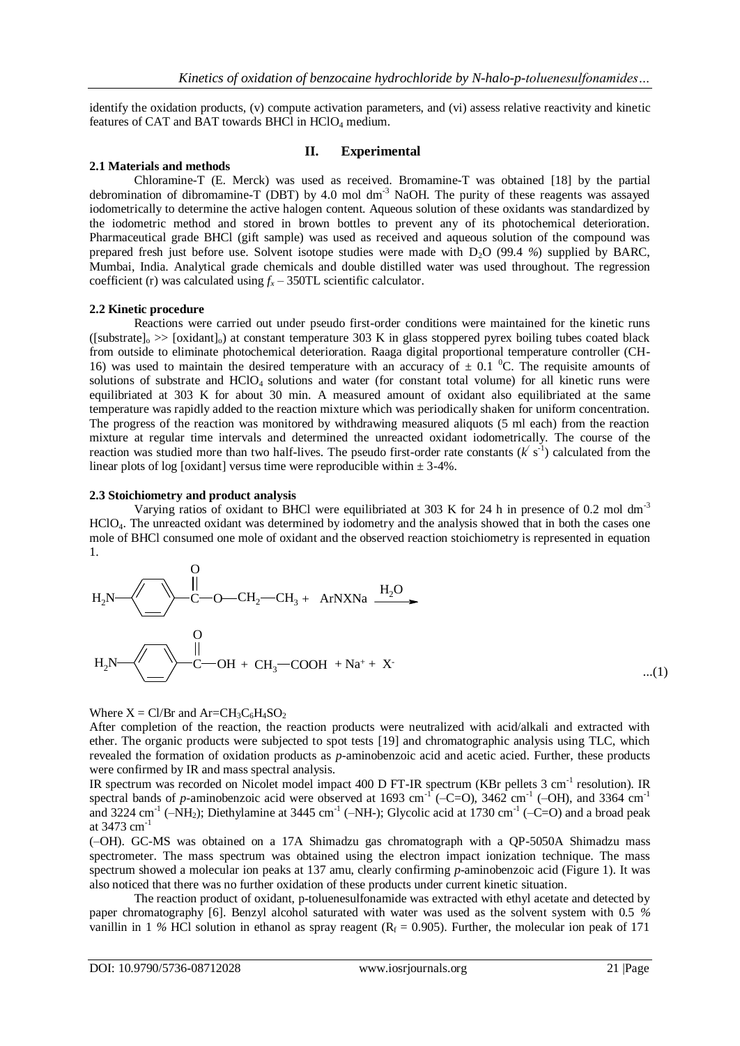identify the oxidation products, (v) compute activation parameters, and (vi) assess relative reactivity and kinetic features of CAT and BAT towards BHCl in $HClO_4$ medium.

## II. Experimental

### 2.1 Materials and methods

Chloramine-T (E. Merck) was used as received. Bromamine-T was obtained [18] by the partial debromination of dibromamine-T (DBT) by 4.0 mol $dm^{-3}$ NaOH. The purity of these reagents was assayed iodometrically to determine the active halogen content. Aqueous solution of these oxidants was standardized by the iodometric method and stored in brown bottles to prevent any of its photochemical deterioration. Pharmaceutical grade BHCl (gift sample) was used as received and aqueous solution of the compound was prepared fresh just before use. Solvent isotope studies were made with $D_2O$ (99.4 %) supplied by BARC, Mumbai, India. Analytical grade chemicals and double distilled water was used throughout. The regression coefficient (r) was calculated using $f_x$ – 350TL scientific calculator.

### 2.2 Kinetic procedure

Reactions were carried out under pseudo first-order conditions were maintained for the kinetic runs ($[substrate]_o >> [oxidant]_o$) at constant temperature 303 K in glass stoppered pyrex boiling tubes coated black from outside to eliminate photochemical deterioration. Raaga digital proportional temperature controller (CH-16) was used to maintain the desired temperature with an accuracy of $\pm$ 0.1 $^0$C. The requisite amounts of solutions of substrate and $HClO_4$ solutions and water (for constant total volume) for all kinetic runs were equilibriated at 303 K for about 30 min. A measured amount of oxidant also equilibriated at the same temperature was rapidly added to the reaction mixture which was periodically shaken for uniform concentration. The progress of the reaction was monitored by withdrawing measured aliquots (5 ml each) from the reaction mixture at regular time intervals and determined the unreacted oxidant iodometrically. The course of the reaction was studied more than two half-lives. The pseudo first-order rate constants ($k'$ $s^{-1}$) calculated from the linear plots of log [oxidant] versus time were reproducible within $\pm$ 3-4%.

### 2.3 Stoichiometry and product analysis

Varying ratios of oxidant to BHCl were equilibriated at 303 K for 24 h in presence of 0.2 mol $dm^{-3}$ $HClO_4$. The unreacted oxidant was determined by iodometry and the analysis showed that in both the cases one mole of BHCl consumed one mole of oxidant and the observed reaction stoichiometry is represented in equation 1.

$$H_2N{-}C_6H_4{-}C(=O){-}O{-}CH_2{-}CH_3 + ArNXNa \xrightarrow{H_2O} H_2N{-}C_6H_4{-}C(=O){-}OH + CH_3{-}COOH + Na^+ + X^- \quad ...(1)$$

Where X = Cl/Br and Ar=$CH_3C_6H_4SO_2$

After completion of the reaction, the reaction products were neutralized with acid/alkali and extracted with ether. The organic products were subjected to spot tests [19] and chromatographic analysis using TLC, which revealed the formation of oxidation products as *p*-aminobenzoic acid and acetic acied. Further, these products were confirmed by IR and mass spectral analysis.

IR spectrum was recorded on Nicolet model impact 400 D FT-IR spectrum (KBr pellets 3 $cm^{-1}$ resolution). IR spectral bands of *p*-aminobenzoic acid were observed at 1693 $cm^{-1}$ (–C=O), 3462 $cm^{-1}$ (–OH), and 3364 $cm^{-1}$ and 3224 $cm^{-1}$ (–$NH_2$); Diethylamine at 3445 $cm^{-1}$ (–NH-); Glycolic acid at 1730 $cm^{-1}$ (–C=O) and a broad peak at 3473 $cm^{-1}$ (–OH). GC-MS was obtained on a 17A Shimadzu gas chromatograph with a QP-5050A Shimadzu mass spectrometer. The mass spectrum was obtained using the electron impact ionization technique. The mass spectrum showed a molecular ion peaks at 137 amu, clearly confirming *p*-aminobenzoic acid (Figure 1). It was also noticed that there was no further oxidation of these products under current kinetic situation.

The reaction product of oxidant, p-toluenesulfonamide was extracted with ethyl acetate and detected by paper chromatography [6]. Benzyl alcohol saturated with water was used as the solvent system with 0.5 % vanillin in 1 % HCl solution in ethanol as spray reagent ($R_f$ = 0.905). Further, the molecular ion peak of 171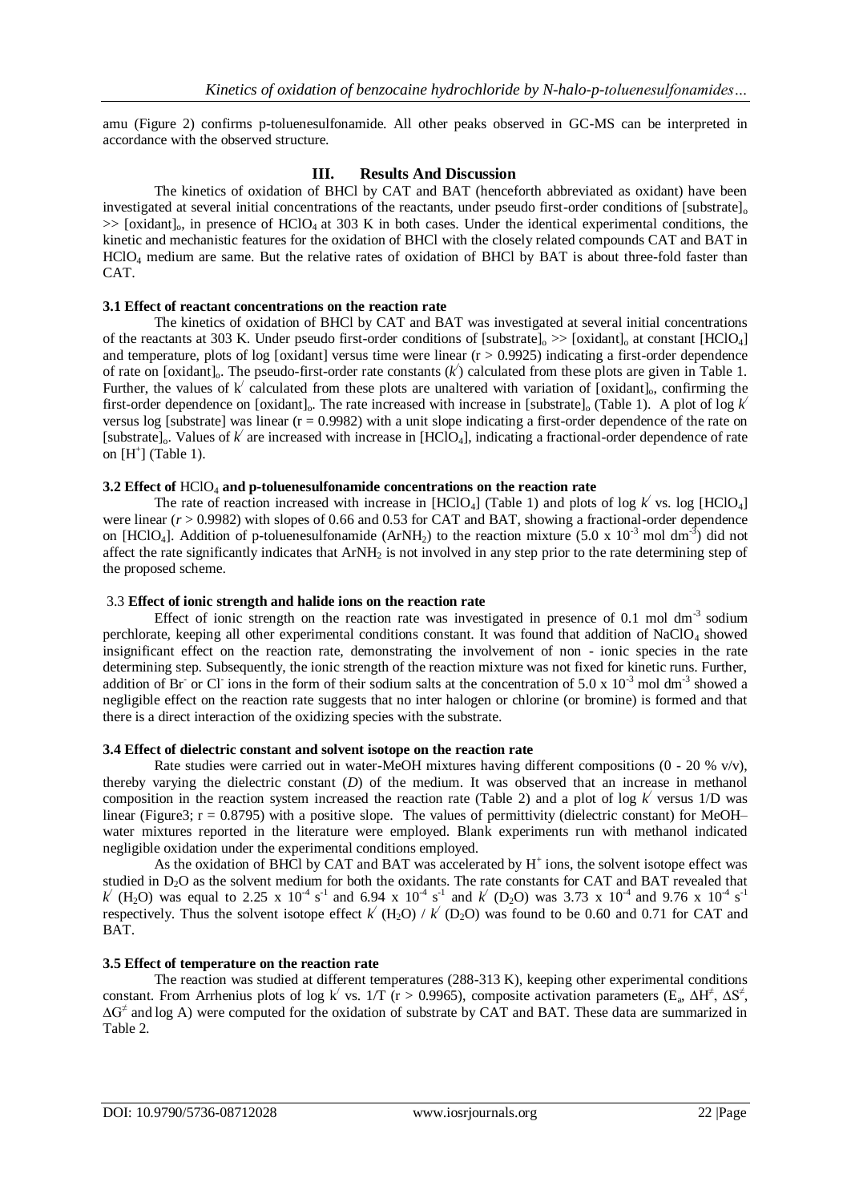amu (Figure 2) confirms p-toluenesulfonamide. All other peaks observed in GC-MS can be interpreted in accordance with the observed structure.

## III. Results And Discussion

The kinetics of oxidation of BHCl by CAT and BAT (henceforth abbreviated as oxidant) have been investigated at several initial concentrations of the reactants, under pseudo first-order conditions of $[substrate]_o >> [oxidant]_o$, in presence of $HClO_4$ at 303 K in both cases. Under the identical experimental conditions, the kinetic and mechanistic features for the oxidation of BHCl with the closely related compounds CAT and BAT in $HClO_4$ medium are same. But the relative rates of oxidation of BHCl by BAT is about three-fold faster than CAT.

### 3.1 Effect of reactant concentrations on the reaction rate

The kinetics of oxidation of BHCl by CAT and BAT was investigated at several initial concentrations of the reactants at 303 K. Under pseudo first-order conditions of $[substrate]_o >> [oxidant]_o$ at constant $[HClO_4]$ and temperature, plots of log [oxidant] versus time were linear ($r > 0.9925$) indicating a first-order dependence of rate on $[oxidant]_o$. The pseudo-first-order rate constants ($k^{/}$) calculated from these plots are given in Table 1. Further, the values of $k^{/}$ calculated from these plots are unaltered with variation of $[oxidant]_o$, confirming the first-order dependence on $[oxidant]_o$. The rate increased with increase in $[substrate]_o$ (Table 1). A plot of log $k^{/}$ versus log [substrate] was linear ($r = 0.9982$) with a unit slope indicating a first-order dependence of the rate on $[substrate]_o$. Values of $k^{/}$ are increased with increase in $[HClO_4]$, indicating a fractional-order dependence of rate on $[H^+]$ (Table 1).

### 3.2 Effect of $HClO_4$ and p-toluenesulfonamide concentrations on the reaction rate

The rate of reaction increased with increase in $[HClO_4]$ (Table 1) and plots of log $k^{/}$ vs. log $[HClO_4]$ were linear ($r > 0.9982$) with slopes of 0.66 and 0.53 for CAT and BAT, showing a fractional-order dependence on $[HClO_4]$. Addition of p-toluenesulfonamide ($ArNH_2$) to the reaction mixture ($5.0 \times 10^{-3}$ mol $dm^{-3}$) did not affect the rate significantly indicates that $ArNH_2$ is not involved in any step prior to the rate determining step of the proposed scheme.

### 3.3 Effect of ionic strength and halide ions on the reaction rate

Effect of ionic strength on the reaction rate was investigated in presence of 0.1 mol $dm^{-3}$ sodium perchlorate, keeping all other experimental conditions constant. It was found that addition of $NaClO_4$ showed insignificant effect on the reaction rate, demonstrating the involvement of non - ionic species in the rate determining step. Subsequently, the ionic strength of the reaction mixture was not fixed for kinetic runs. Further, addition of $Br^-$ or $Cl^-$ ions in the form of their sodium salts at the concentration of $5.0 \times 10^{-3}$ mol $dm^{-3}$ showed a negligible effect on the reaction rate suggests that no inter halogen or chlorine (or bromine) is formed and that there is a direct interaction of the oxidizing species with the substrate.

### 3.4 Effect of dielectric constant and solvent isotope on the reaction rate

Rate studies were carried out in water-MeOH mixtures having different compositions (0 - 20 % v/v), thereby varying the dielectric constant (*D*) of the medium. It was observed that an increase in methanol composition in the reaction system increased the reaction rate (Table 2) and a plot of log $k^{/}$ versus 1/D was linear (Figure3; $r = 0.8795$) with a positive slope. The values of permittivity (dielectric constant) for MeOH–water mixtures reported in the literature were employed. Blank experiments run with methanol indicated negligible oxidation under the experimental conditions employed.

As the oxidation of BHCl by CAT and BAT was accelerated by $H^+$ ions, the solvent isotope effect was studied in $D_2O$ as the solvent medium for both the oxidants. The rate constants for CAT and BAT revealed that $k^{/}$ ($H_2O$) was equal to $2.25 \times 10^{-4}$ $s^{-1}$ and $6.94 \times 10^{-4}$ $s^{-1}$ and $k^{/}$ ($D_2O$) was $3.73 \times 10^{-4}$ and $9.76 \times 10^{-4}$ $s^{-1}$ respectively. Thus the solvent isotope effect $k^{/}$ ($H_2O$) / $k^{/}$ ($D_2O$) was found to be 0.60 and 0.71 for CAT and BAT.

### 3.5 Effect of temperature on the reaction rate

The reaction was studied at different temperatures (288-313 K), keeping other experimental conditions constant. From Arrhenius plots of log $k^{/}$ vs. 1/T ($r > 0.9965$), composite activation parameters ($E_a$, $\Delta H^{\neq}$, $\Delta S^{\neq}$, $\Delta G^{\neq}$ and log A) were computed for the oxidation of substrate by CAT and BAT. These data are summarized in Table 2.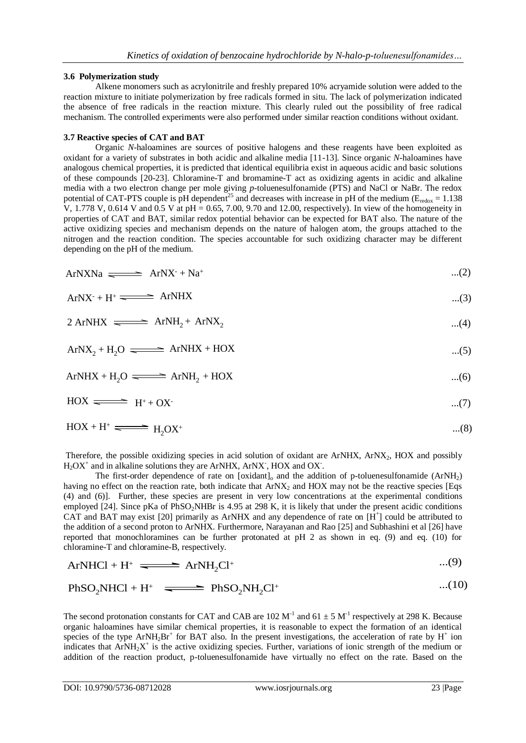### 3.6 Polymerization study

Alkene monomers such as acrylonitrile and freshly prepared 10% acryamide solution were added to the reaction mixture to initiate polymerization by free radicals formed in situ. The lack of polymerization indicated the absence of free radicals in the reaction mixture. This clearly ruled out the possibility of free radical mechanism. The controlled experiments were also performed under similar reaction conditions without oxidant.

### 3.7 Reactive species of CAT and BAT

Organic *N*-haloamines are sources of positive halogens and these reagents have been exploited as oxidant for a variety of substrates in both acidic and alkaline media [11-13]. Since organic *N*-haloamines have analogous chemical properties, it is predicted that identical equilibria exist in aqueous acidic and basic solutions of these compounds [20-23]. Chloramine-T and bromamine-T act as oxidizing agents in acidic and alkaline media with a two electron change per mole giving *p*-toluenesulfonamide (PTS) and NaCl or NaBr. The redox potential of CAT-PTS couple is pH dependent[25] and decreases with increase in pH of the medium ($E_{redox}$ = 1.138 V, 1.778 V, 0.614 V and 0.5 V at pH = 0.65, 7.00, 9.70 and 12.00, respectively). In view of the homogeneity in properties of CAT and BAT, similar redox potential behavior can be expected for BAT also. The nature of the active oxidizing species and mechanism depends on the nature of halogen atom, the groups attached to the nitrogen and the reaction condition. The species accountable for such oxidizing character may be different depending on the pH of the medium.

$$ArNXNa \rightleftharpoons ArNX^- + Na^+ \quad ...(2)$$

$$ArNX^- + H^+ \rightleftharpoons ArNHX \quad ...(3)$$

$$2\,ArNHX \rightleftharpoons ArNH_2 + ArNX_2 \quad ...(4)$$

$$ArNX_2 + H_2O \rightleftharpoons ArNHX + HOX \quad ...(5)$$

$$ArNHX + H_2O \rightleftharpoons ArNH_2 + HOX \quad ...(6)$$

$$HOX \rightleftharpoons H^+ + OX^- \quad ...(7)$$

$$HOX + H^+ \rightleftharpoons H_2OX^+ \quad ...(8)$$

Therefore, the possible oxidizing species in acid solution of oxidant are ArNHX, $ArNX_2$, HOX and possibly $H_2OX^+$ and in alkaline solutions they are ArNHX, $ArNX^-$, HOX and $OX^-$.

The first-order dependence of rate on $[\text{oxidant}]_o$ and the addition of p-toluenesulfonamide ($ArNH_2$) having no effect on the reaction rate, both indicate that $ArNX_2$ and HOX may not be the reactive species [Eqs (4) and (6)]. Further, these species are present in very low concentrations at the experimental conditions employed [24]. Since pKa of $PhSO_2NHBr$ is 4.95 at 298 K, it is likely that under the present acidic conditions CAT and BAT may exist [20] primarily as ArNHX and any dependence of rate on $[H^+]$ could be attributed to the addition of a second proton to ArNHX. Furthermore, Narayanan and Rao [25] and Subhashini et al [26] have reported that monochloramines can be further protonated at pH 2 as shown in eq. (9) and eq. (10) for chloramine-T and chloramine-B, respectively.

$$ArNHCl + H^+ \rightleftharpoons ArNH_2Cl^+ \quad ...(9)$$

$$PhSO_2NHCl + H^+ \rightleftharpoons PhSO_2NH_2Cl^+ \quad ...(10)$$

The second protonation constants for CAT and CAB are 102 $M^{-1}$ and 61 ± 5 $M^{-1}$ respectively at 298 K. Because organic haloamines have similar chemical properties, it is reasonable to expect the formation of an identical species of the type $ArNH_2Br^+$ for BAT also. In the present investigations, the acceleration of rate by $H^+$ ion indicates that $ArNH_2X^+$ is the active oxidizing species. Further, variations of ionic strength of the medium or addition of the reaction product, p-toluenesulfonamide have virtually no effect on the rate. Based on the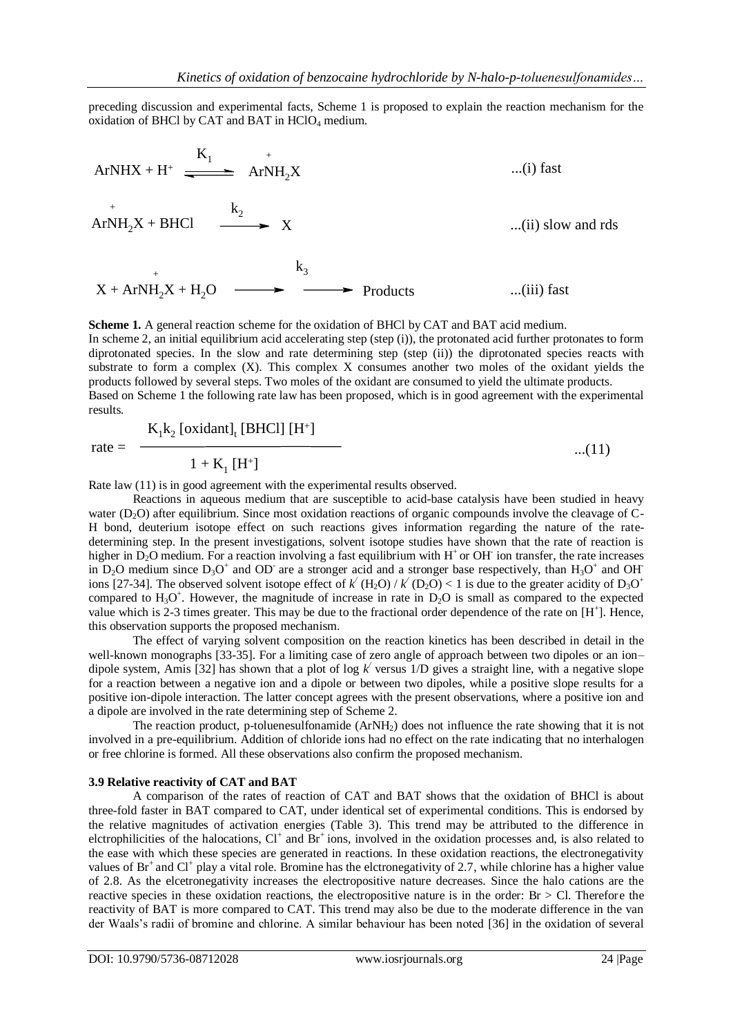preceding discussion and experimental facts, Scheme 1 is proposed to explain the reaction mechanism for the oxidation of BHCl by CAT and BAT in $HClO_4$ medium.

$$ArNHX + H^+ \underset{}{\overset{K_1}{\rightleftharpoons}} Ar\overset{+}{N}H_2X \qquad \text{...(i) fast}$$

$$Ar\overset{+}{N}H_2X + BHCl \xrightarrow{k_2} X \qquad \text{...(ii) slow and rds}$$

$$X + Ar\overset{+}{N}H_2X + H_2O \xrightarrow{k_3} \text{Products} \qquad \text{...(iii) fast}$$

**Scheme 1.** A general reaction scheme for the oxidation of BHCl by CAT and BAT acid medium.

In scheme 2, an initial equilibrium acid accelerating step (step (i)), the protonated acid further protonates to form diprotonated species. In the slow and rate determining step (step (ii)) the diprotonated species reacts with substrate to form a complex (X). This complex X consumes another two moles of the oxidant yields the products followed by several steps. Two moles of the oxidant are consumed to yield the ultimate products.

Based on Scheme 1 the following rate law has been proposed, which is in good agreement with the experimental results.

$$\text{rate} = \frac{K_1 k_2 \,[\text{oxidant}]_t\, [\text{BHCl}]\, [H^+]}{1 + K_1\, [H^+]} \qquad \text{...(11)}$$

Rate law (11) is in good agreement with the experimental results observed.

Reactions in aqueous medium that are susceptible to acid-base catalysis have been studied in heavy water ($D_2O$) after equilibrium. Since most oxidation reactions of organic compounds involve the cleavage of C-H bond, deuterium isotope effect on such reactions gives information regarding the nature of the rate-determining step. In the present investigations, solvent isotope studies have shown that the rate of reaction is higher in $D_2O$ medium. For a reaction involving a fast equilibrium with $H^+$ or $OH^-$ ion transfer, the rate increases in $D_2O$ medium since $D_3O^+$ and $OD^-$ are a stronger acid and a stronger base respectively, than $H_3O^+$ and $OH^-$ ions [27-34]. The observed solvent isotope effect of $k^{/}(H_2O) / k^{/}(D_2O) < 1$ is due to the greater acidity of $D_3O^+$ compared to $H_3O^+$. However, the magnitude of increase in rate in $D_2O$ is small as compared to the expected value which is 2-3 times greater. This may be due to the fractional order dependence of the rate on $[H^+]$. Hence, this observation supports the proposed mechanism.

The effect of varying solvent composition on the reaction kinetics has been described in detail in the well-known monographs [33-35]. For a limiting case of zero angle of approach between two dipoles or an ion–dipole system, Amis [32] has shown that a plot of log $k^{/}$ versus 1/D gives a straight line, with a negative slope for a reaction between a negative ion and a dipole or between two dipoles, while a positive slope results for a positive ion-dipole interaction. The latter concept agrees with the present observations, where a positive ion and a dipole are involved in the rate determining step of Scheme 2.

The reaction product, p-toluenesulfonamide ($ArNH_2$) does not influence the rate showing that it is not involved in a pre-equilibrium. Addition of chloride ions had no effect on the rate indicating that no interhalogen or free chlorine is formed. All these observations also confirm the proposed mechanism.

### 3.9 Relative reactivity of CAT and BAT

A comparison of the rates of reaction of CAT and BAT shows that the oxidation of BHCl is about three-fold faster in BAT compared to CAT, under identical set of experimental conditions. This is endorsed by the relative magnitudes of activation energies (Table 3). This trend may be attributed to the difference in elctrophilicities of the halocations, $Cl^+$ and $Br^+$ ions, involved in the oxidation processes and, is also related to the ease with which these species are generated in reactions. In these oxidation reactions, the electronegativity values of $Br^+$ and $Cl^+$ play a vital role. Bromine has the elctronegativity of 2.7, while chlorine has a higher value of 2.8. As the elcetronegativity increases the electropositive nature decreases. Since the halo cations are the reactive species in these oxidation reactions, the electropositive nature is in the order: Br > Cl. Therefore the reactivity of BAT is more compared to CAT. This trend may also be due to the moderate difference in the van der Waals's radii of bromine and chlorine. A similar behaviour has been noted [36] in the oxidation of several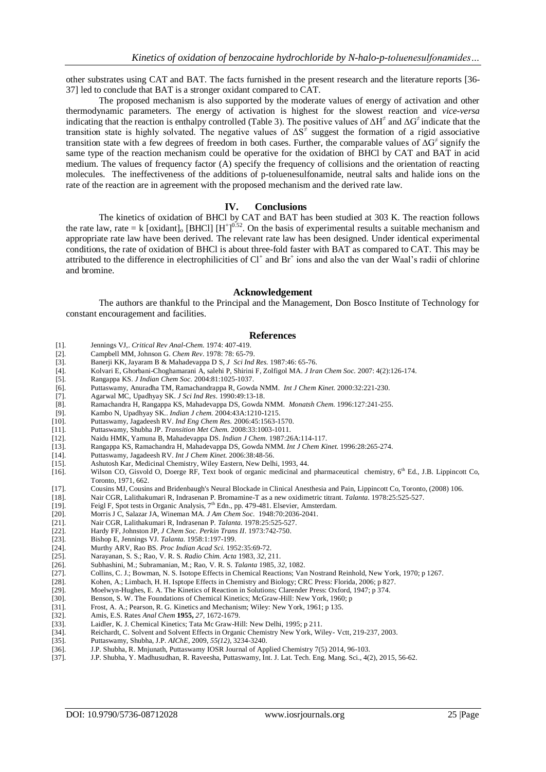other substrates using CAT and BAT. The facts furnished in the present research and the literature reports [36-37] led to conclude that BAT is a stronger oxidant compared to CAT.

The proposed mechanism is also supported by the moderate values of energy of activation and other thermodynamic parameters. The energy of activation is highest for the slowest reaction and *vice-versa* indicating that the reaction is enthalpy controlled (Table 3). The positive values of $\Delta H^{\neq}$ and $\Delta G^{\neq}$ indicate that the transition state is highly solvated. The negative values of $\Delta S^{\neq}$ suggest the formation of a rigid associative transition state with a few degrees of freedom in both cases. Further, the comparable values of $\Delta G^{\neq}$ signify the same type of the reaction mechanism could be operative for the oxidation of BHCl by CAT and BAT in acid medium. The values of frequency factor (A) specify the frequency of collisions and the orientation of reacting molecules. The ineffectiveness of the additions of p-toluenesulfonamide, neutral salts and halide ions on the rate of the reaction are in agreement with the proposed mechanism and the derived rate law.

## IV. Conclusions

The kinetics of oxidation of BHCl by CAT and BAT has been studied at 303 K. The reaction follows the rate law, rate = k $[\text{oxidant}]_o$ [BHCl] $[H^+]^{0.52}$. On the basis of experimental results a suitable mechanism and appropriate rate law have been derived. The relevant rate law has been designed. Under identical experimental conditions, the rate of oxidation of BHCl is about three-fold faster with BAT as compared to CAT. This may be attributed to the difference in electrophilicities of $Cl^+$ and $Br^+$ ions and also the van der Waal's radii of chlorine and bromine.

## Acknowledgement

The authors are thankful to the Principal and the Management, Don Bosco Institute of Technology for constant encouragement and facilities.

## References

[1]. Jennings VJ,. *Critical Rev Anal-Chem.* 1974: 407-419.
[2]. Campbell MM, Johnson G. *Chem Rev*. 1978: 78: 65-79.
[3]. Banerji KK, Jayaram B & Mahadevappa D S, *J Sci Ind Res.* 1987:46: 65-76.
[4]. Kolvari E, Ghorbani-Choghamarani A, salehi P, Shirini F, Zolfigol MA. *J Iran Chem Soc.* 2007: 4(2):126-174.
[5]. Rangappa KS. *J Indian Chem Soc.* 2004:81:1025-1037.
[6]. Puttaswamy, Anuradha TM, Ramachandrappa R, Gowda NMM. *Int J Chem Kinet.* 2000:32:221-230.
[7]. Agarwal MC, Upadhyay SK. *J Sci Ind Res*. 1990:49:13-18.
[8]. Ramachandra H, Rangappa KS, Mahadevappa DS, Gowda NMM. *Monatsh Chem.* 1996:127:241-255.
[9]. Kambo N, Upadhyay SK.. *Indian J chem.* 2004:43A:1210-1215.
[10]. Puttaswamy, Jagadeesh RV. *Ind Eng Chem Res.* 2006:45:1563-1570.
[11]. Puttaswamy, Shubha JP. *Transition Met Chem.* 2008:33:1003-1011.
[12]. Naidu HMK, Yamuna B, Mahadevappa DS. *Indian J Chem.* 1987:26A:114-117.
[13]. Rangappa KS, Ramachandra H, Mahadevappa DS, Gowda NMM. *Int J Chem Kinet.* 1996:28:265-274.
[14]. Puttaswamy, Jagadeesh RV. *Int J Chem Kinet.* 2006:38:48-56.
[15]. Ashutosh Kar, Medicinal Chemistry, Wiley Eastern, New Delhi, 1993, 44.
[16]. Wilson CO, Gisvold O, Doerge RF, Text book of organic medicinal and pharmaceutical chemistry, 6th Ed., J.B. Lippincott Co, Toronto, 1971, 662.
[17]. Cousins MJ, Cousins and Bridenbaugh's Neural Blockade in Clinical Anesthesia and Pain, Lippincott Co, Toronto, (2008) 106.
[18]. Nair CGR, Lalithakumari R, Indrasenan P. Bromamine-T as a new oxidimetric titrant. *Talanta.* 1978:25:525-527.
[19]. Feigl F, Spot tests in Organic Analysis, 7th Edn., pp. 479-481. Elsevier, Amsterdam.
[20]. Morris J C, Salazar JA, Wineman MA. *J Am Chem Soc.* 1948:70:2036-2041.
[21]. Nair CGR, Lalithakumari R, Indrasenan P. *Talanta.* 1978:25:525-527.
[22]. Hardy FF, Johnston JP, *J Chem Soc. Perkin Trans II.* 1973:742-750.
[23]. Bishop E, Jennings VJ. *Talanta.* 1958:1:197-199.
[24]. Murthy ARV, Rao BS. *Proc Indian Acad Sci.* 1952:35:69-72.
[25]. Narayanan, S. S.; Rao, V. R. S. *Radio Chim. Acta* 1983, *32*, 211.
[26]. Subhashini, M.; Subramanian, M.; Rao, V. R. S. *Talanta* 1985, *32*, 1082.
[27]. Collins, C. J.; Bowman, N. S. Isotope Effects in Chemical Reactions; Van Nostrand Reinhold, New York, 1970; p 1267.
[28]. Kohen, A.; Limbach, H. H. Isptope Effects in Chemistry and Biology; CRC Press: Florida, 2006; p 827.
[29]. Moelwyn-Hughes, E. A. The Kinetics of Reaction in Solutions; Clarender Press: Oxford, 1947; p 374.
[30]. Benson, S. W. The Foundations of Chemical Kinetics; McGraw-Hill: New York, 1960; p
[31]. Frost, A. A.; Pearson, R. G. Kinetics and Mechanism; Wiley: New York, 1961; p 135.
[32]. Amis, E.S. Rates *Anal Chem* **1955,** *27,* 1672-1679.
[33]. Laidler, K. J. Chemical Kinetics; Tata Mc Graw-Hill: New Delhi, 1995; p 211.
[34]. Reichardt, C. Solvent and Solvent Effects in Organic Chemistry New York, Wiley- Vctt, 219-237, 2003.
[35]. Puttaswamy, Shubha, J.P. *AIChE*, 2009, *55(12)*, 3234-3240.
[36]. J.P. Shubha, R. Mnjunath, Puttaswamy IOSR Journal of Applied Chemistry 7(5) 2014, 96-103.
[37]. J.P. Shubha, Y. Madhusudhan, R. Raveesha, Puttaswamy, Int. J. Lat. Tech. Eng. Mang. Sci., 4(2), 2015, 56-62.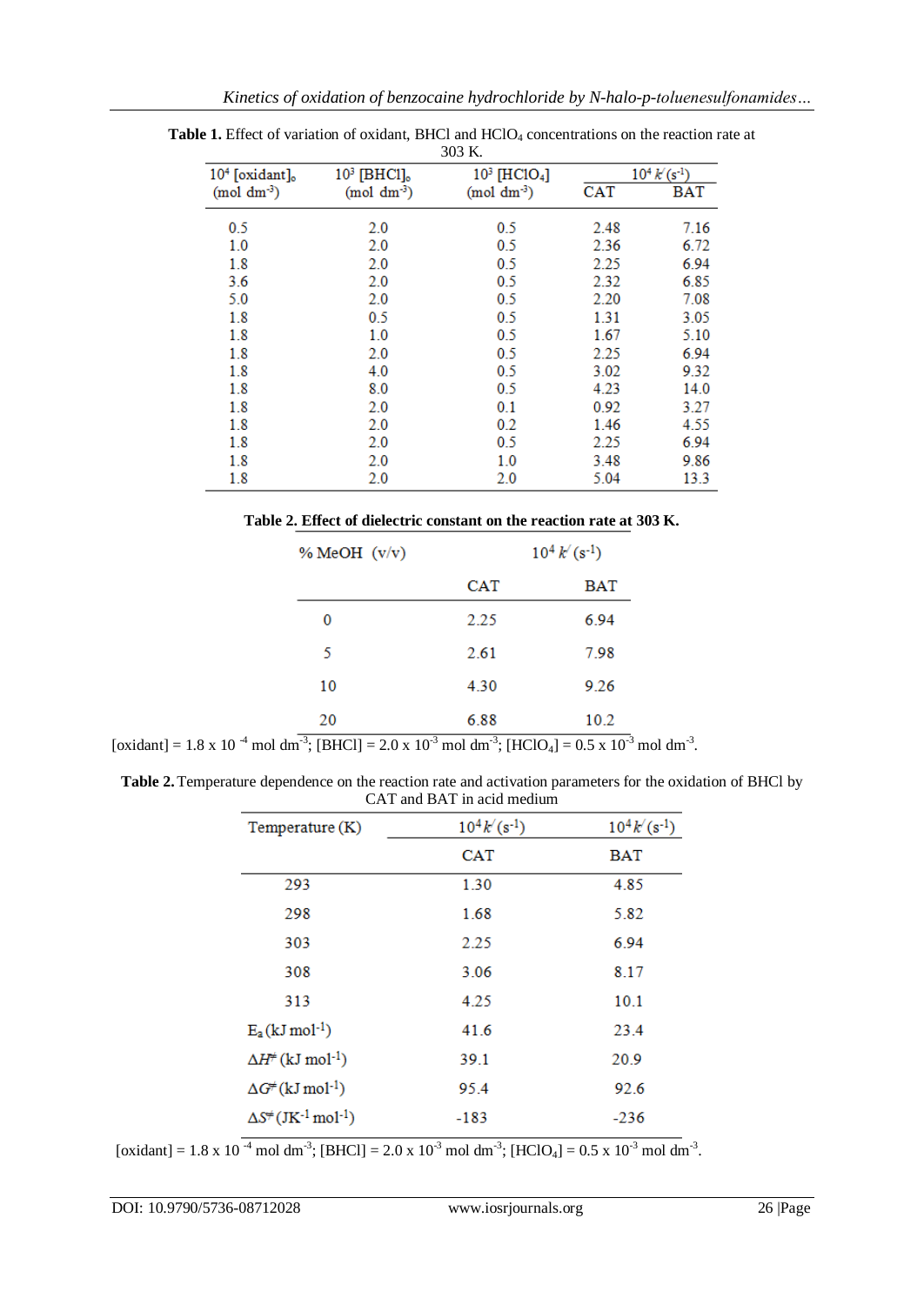**Table 1.** Effect of variation of oxidant, BHCl and $HClO_4$ concentrations on the reaction rate at 303 K.

| $10^4$ [oxidant]$_o$ (mol dm$^{-3}$) | $10^3$ [BHCl]$_o$ (mol dm$^{-3}$) | $10^3$ [$HClO_4$] (mol dm$^{-3}$) | $10^4$ $k'$ ($s^{-1}$) | |
|---|---|---|---|---|
| | | | CAT | BAT |
| 0.5 | 2.0 | 0.5 | 2.48 | 7.16 |
| 1.0 | 2.0 | 0.5 | 2.36 | 6.72 |
| 1.8 | 2.0 | 0.5 | 2.25 | 6.94 |
| 3.6 | 2.0 | 0.5 | 2.32 | 6.85 |
| 5.0 | 2.0 | 0.5 | 2.20 | 7.08 |
| 1.8 | 0.5 | 0.5 | 1.31 | 3.05 |
| 1.8 | 1.0 | 0.5 | 1.67 | 5.10 |
| 1.8 | 2.0 | 0.5 | 2.25 | 6.94 |
| 1.8 | 4.0 | 0.5 | 3.02 | 9.32 |
| 1.8 | 8.0 | 0.5 | 4.23 | 14.0 |
| 1.8 | 2.0 | 0.1 | 0.92 | 3.27 |
| 1.8 | 2.0 | 0.2 | 1.46 | 4.55 |
| 1.8 | 2.0 | 0.5 | 2.25 | 6.94 |
| 1.8 | 2.0 | 1.0 | 3.48 | 9.86 |
| 1.8 | 2.0 | 2.0 | 5.04 | 13.3 |

**Table 2. Effect of dielectric constant on the reaction rate at 303 K.**

| % MeOH (v/v) | $10^4$ $k'$ ($s^{-1}$) | |
|---|---|---|
| | CAT | BAT |
| 0 | 2.25 | 6.94 |
| 5 | 2.61 | 7.98 |
| 10 | 4.30 | 9.26 |
| 20 | 6.88 | 10.2 |

[oxidant] = 1.8 x 10$^{-4}$ mol dm$^{-3}$; [BHCl] = 2.0 x 10$^{-3}$ mol dm$^{-3}$; [$HClO_4$] = 0.5 x 10$^{-3}$ mol dm$^{-3}$.

**Table 2.** Temperature dependence on the reaction rate and activation parameters for the oxidation of BHCl by CAT and BAT in acid medium

| Temperature (K) | $10^4 k'$ ($s^{-1}$) | $10^4 k'$ ($s^{-1}$) |
|---|---|---|
| | CAT | BAT |
| 293 | 1.30 | 4.85 |
| 298 | 1.68 | 5.82 |
| 303 | 2.25 | 6.94 |
| 308 | 3.06 | 8.17 |
| 313 | 4.25 | 10.1 |
| $E_a$ (kJ mol$^{-1}$) | 41.6 | 23.4 |
| $\Delta H^{\neq}$ (kJ mol$^{-1}$) | 39.1 | 20.9 |
| $\Delta G^{\neq}$ (kJ mol$^{-1}$) | 95.4 | 92.6 |
| $\Delta S^{\neq}$ (JK$^{-1}$ mol$^{-1}$) | -183 | -236 |

[oxidant] = 1.8 x 10$^{-4}$ mol dm$^{-3}$; [BHCl] = 2.0 x 10$^{-3}$ mol dm$^{-3}$; [$HClO_4$] = 0.5 x 10$^{-3}$ mol dm$^{-3}$.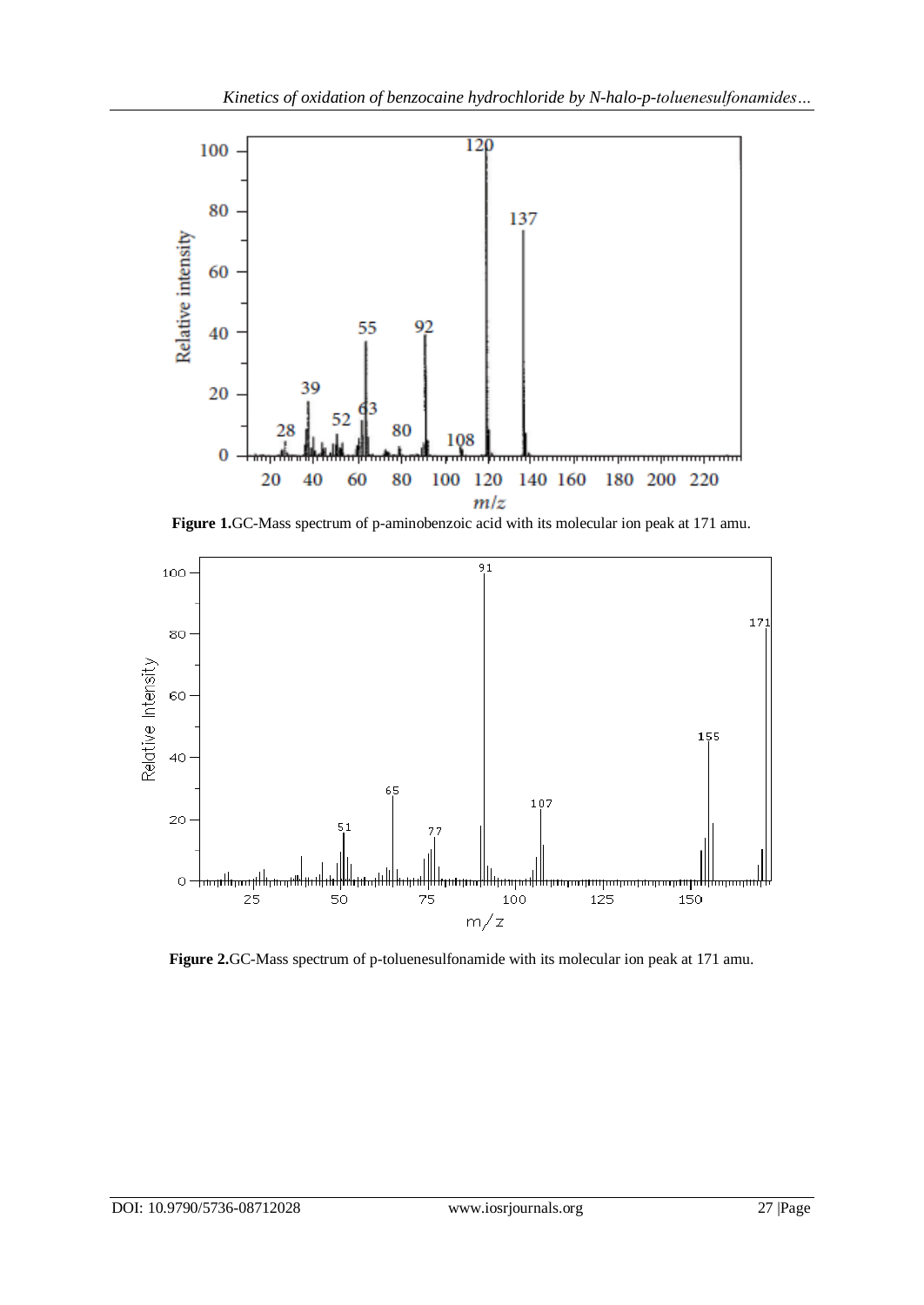**Figure 1.** GC-Mass spectrum of p-aminobenzoic acid with its molecular ion peak at 171 amu.

**Figure 2.** GC-Mass spectrum of p-toluenesulfonamide with its molecular ion peak at 171 amu.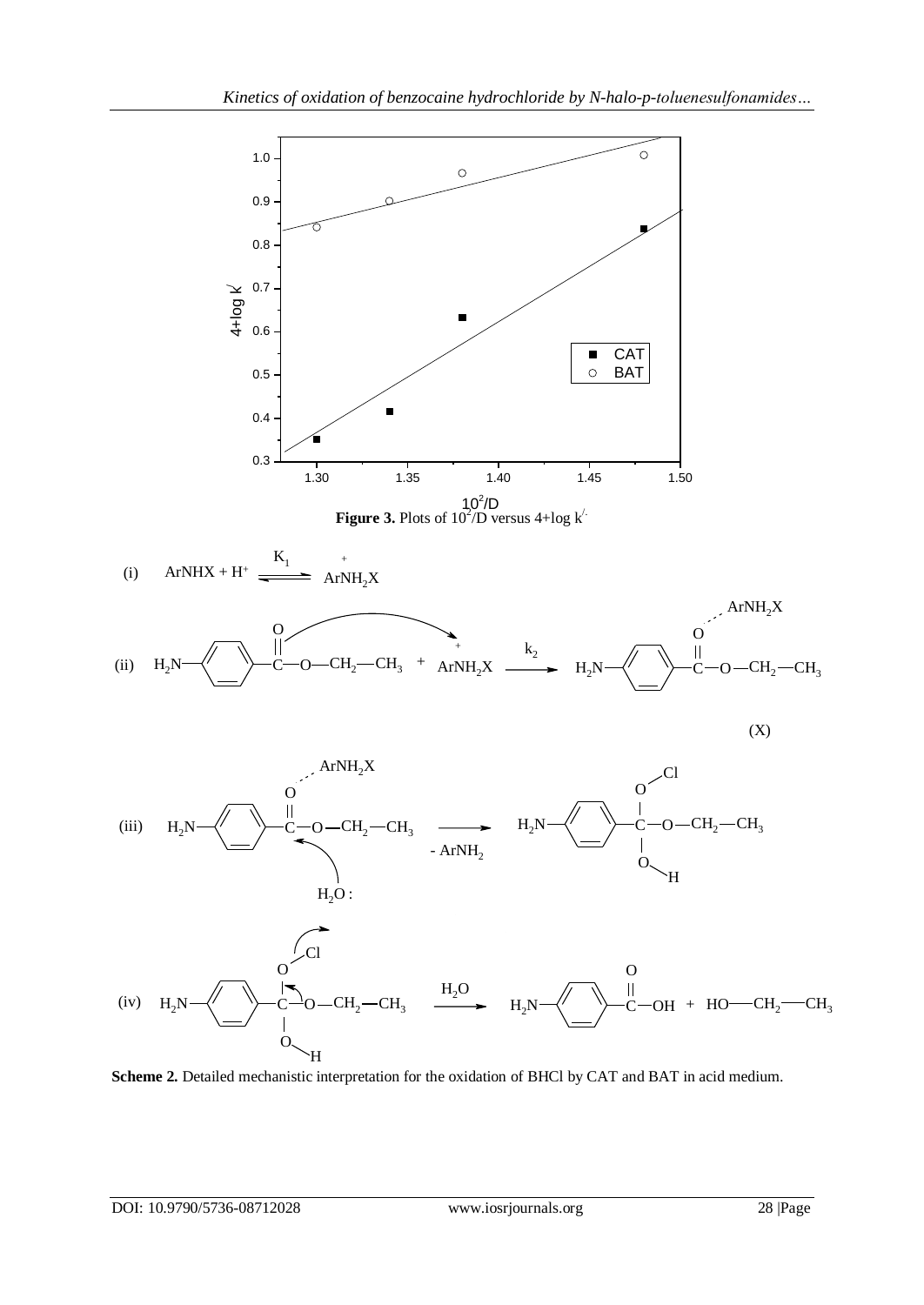4+log k′

1.0
0.9
0.8
0.7
0.6
0.5
0.4
0.3

1.30 1.35 1.40 1.45 1.50

$10^2/D$

CAT
BAT

**Figure 3.** Plots of $10^2/D$ versus 4+log $k'$.

(i) $ArNHX + H^+ \underset{}{\overset{K_1}{\rightleftharpoons}} ArNH_2X^+$

(ii) $H_2N-C_6H_4-C(=O)-O-CH_2-CH_3 + ArNH_2X^+ \xrightarrow{k_2} H_2N-C_6H_4-C(=O\cdots ArNH_2X)-O-CH_2-CH_3$ (X)

(iii) $H_2N-C_6H_4-C(=O\cdots ArNH_2X)-O-CH_2-CH_3 \xrightarrow[- ArNH_2]{H_2O:} H_2N-C_6H_4-C(OCl)(OH)-O-CH_2-CH_3$

(iv) $H_2N-C_6H_4-C(OCl)(OH)-O-CH_2-CH_3 \xrightarrow{H_2O} H_2N-C_6H_4-C(=O)-OH + HO-CH_2-CH_3$

**Scheme 2.** Detailed mechanistic interpretation for the oxidation of BHCl by CAT and BAT in acid medium.